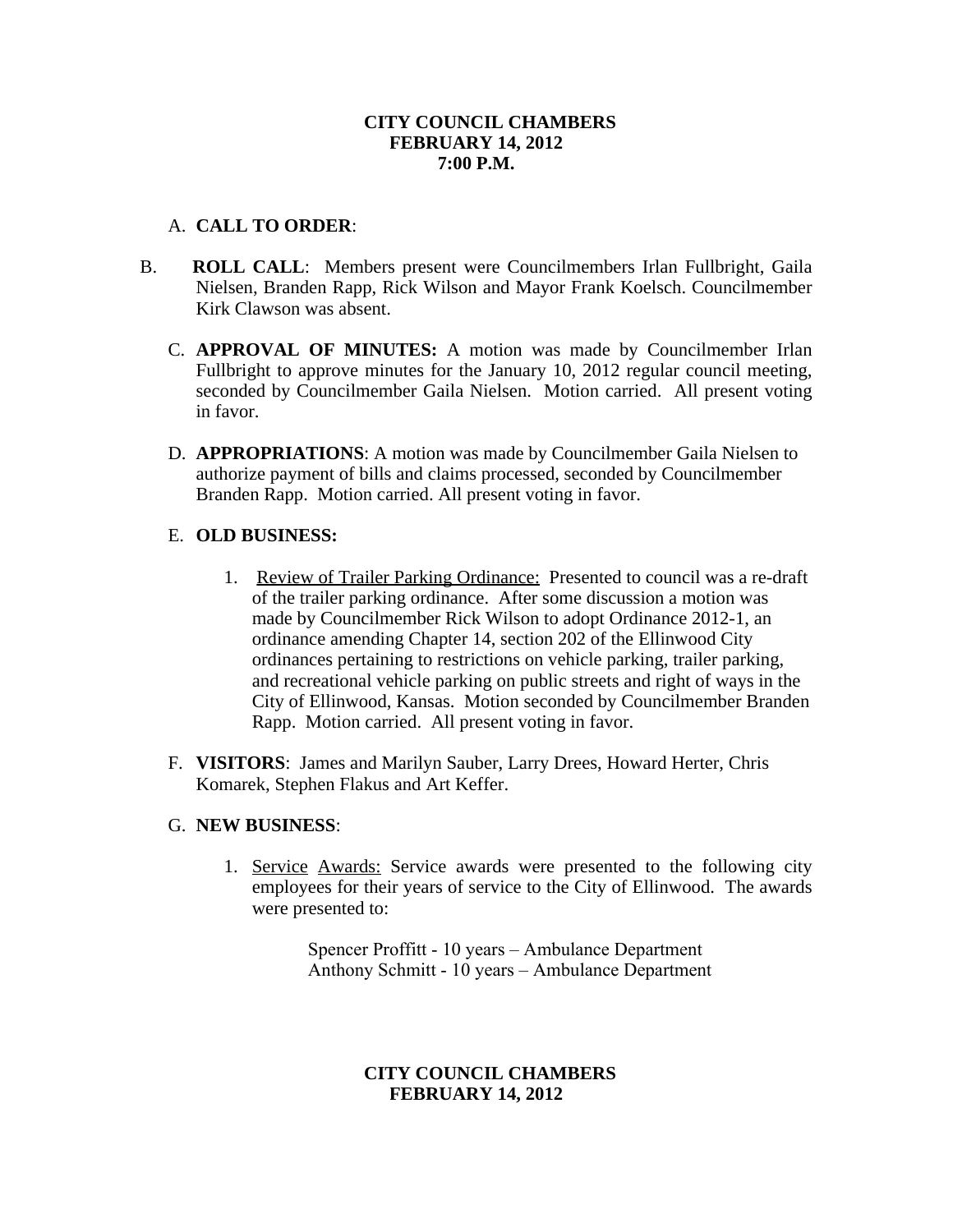**CITY COUNCIL CHAMBERS**
**FEBRUARY 14, 2012**
**7:00 P.M.**

A. **CALL TO ORDER**:

B. **ROLL CALL**: Members present were Councilmembers Irlan Fullbright, Gaila Nielsen, Branden Rapp, Rick Wilson and Mayor Frank Koelsch. Councilmember Kirk Clawson was absent.

C. **APPROVAL OF MINUTES:** A motion was made by Councilmember Irlan Fullbright to approve minutes for the January 10, 2012 regular council meeting, seconded by Councilmember Gaila Nielsen. Motion carried. All present voting in favor.

D. **APPROPRIATIONS**: A motion was made by Councilmember Gaila Nielsen to authorize payment of bills and claims processed, seconded by Councilmember Branden Rapp. Motion carried. All present voting in favor.

E. **OLD BUSINESS:**

1. Review of Trailer Parking Ordinance: Presented to council was a re-draft of the trailer parking ordinance. After some discussion a motion was made by Councilmember Rick Wilson to adopt Ordinance 2012-1, an ordinance amending Chapter 14, section 202 of the Ellinwood City ordinances pertaining to restrictions on vehicle parking, trailer parking, and recreational vehicle parking on public streets and right of ways in the City of Ellinwood, Kansas. Motion seconded by Councilmember Branden Rapp. Motion carried. All present voting in favor.

F. **VISITORS**: James and Marilyn Sauber, Larry Drees, Howard Herter, Chris Komarek, Stephen Flakus and Art Keffer.

G. **NEW BUSINESS**:

1. Service Awards: Service awards were presented to the following city employees for their years of service to the City of Ellinwood. The awards were presented to:

   Spencer Proffitt - 10 years – Ambulance Department
   Anthony Schmitt - 10 years – Ambulance Department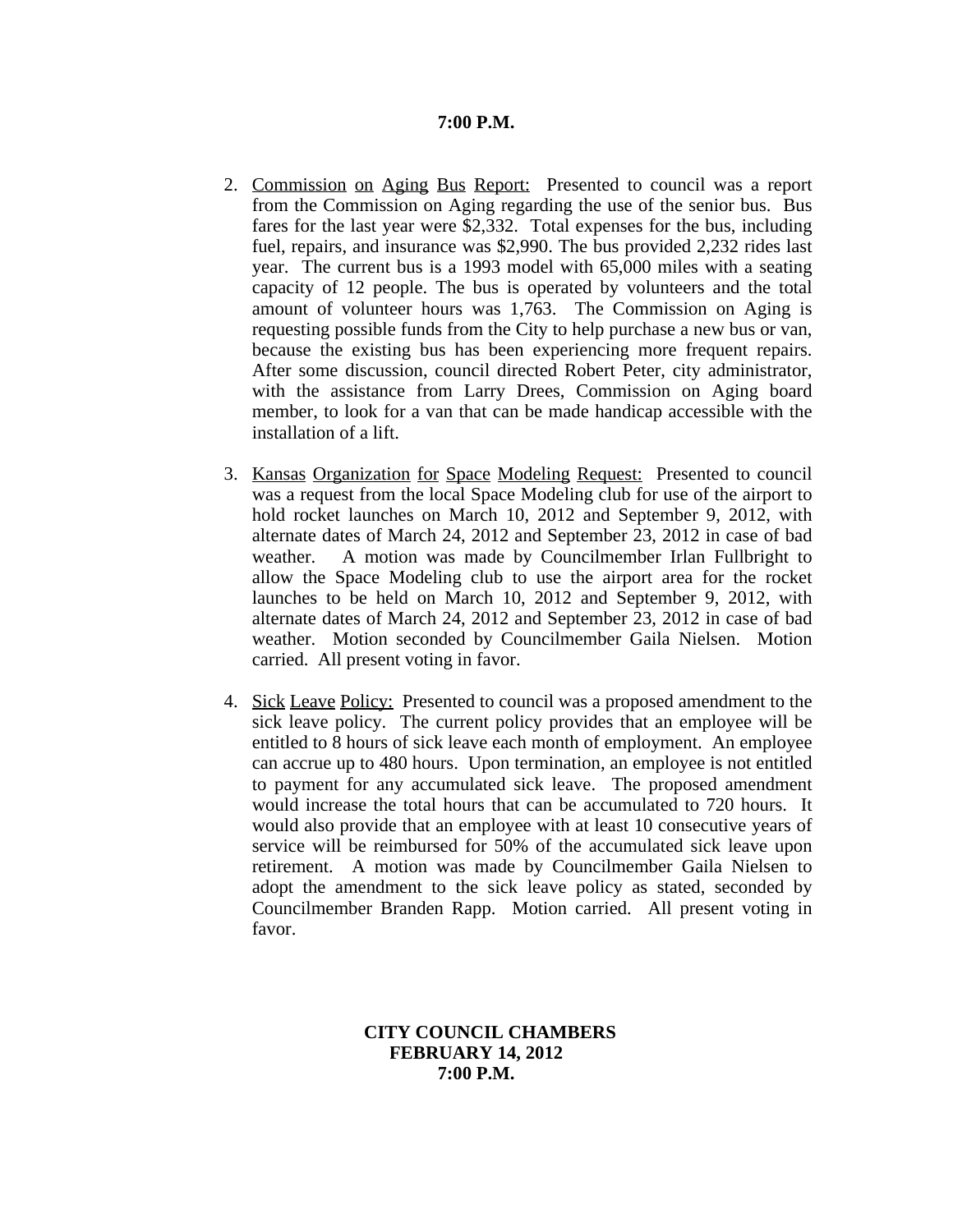**7:00 P.M.**

2. Commission on Aging Bus Report: Presented to council was a report from the Commission on Aging regarding the use of the senior bus. Bus fares for the last year were $2,332. Total expenses for the bus, including fuel, repairs, and insurance was $2,990. The bus provided 2,232 rides last year. The current bus is a 1993 model with 65,000 miles with a seating capacity of 12 people. The bus is operated by volunteers and the total amount of volunteer hours was 1,763. The Commission on Aging is requesting possible funds from the City to help purchase a new bus or van, because the existing bus has been experiencing more frequent repairs. After some discussion, council directed Robert Peter, city administrator, with the assistance from Larry Drees, Commission on Aging board member, to look for a van that can be made handicap accessible with the installation of a lift.

3. Kansas Organization for Space Modeling Request: Presented to council was a request from the local Space Modeling club for use of the airport to hold rocket launches on March 10, 2012 and September 9, 2012, with alternate dates of March 24, 2012 and September 23, 2012 in case of bad weather. A motion was made by Councilmember Irlan Fullbright to allow the Space Modeling club to use the airport area for the rocket launches to be held on March 10, 2012 and September 9, 2012, with alternate dates of March 24, 2012 and September 23, 2012 in case of bad weather. Motion seconded by Councilmember Gaila Nielsen. Motion carried. All present voting in favor.

4. Sick Leave Policy: Presented to council was a proposed amendment to the sick leave policy. The current policy provides that an employee will be entitled to 8 hours of sick leave each month of employment. An employee can accrue up to 480 hours. Upon termination, an employee is not entitled to payment for any accumulated sick leave. The proposed amendment would increase the total hours that can be accumulated to 720 hours. It would also provide that an employee with at least 10 consecutive years of service will be reimbursed for 50% of the accumulated sick leave upon retirement. A motion was made by Councilmember Gaila Nielsen to adopt the amendment to the sick leave policy as stated, seconded by Councilmember Branden Rapp. Motion carried. All present voting in favor.

**CITY COUNCIL CHAMBERS**
**FEBRUARY 14, 2012**
**7:00 P.M.**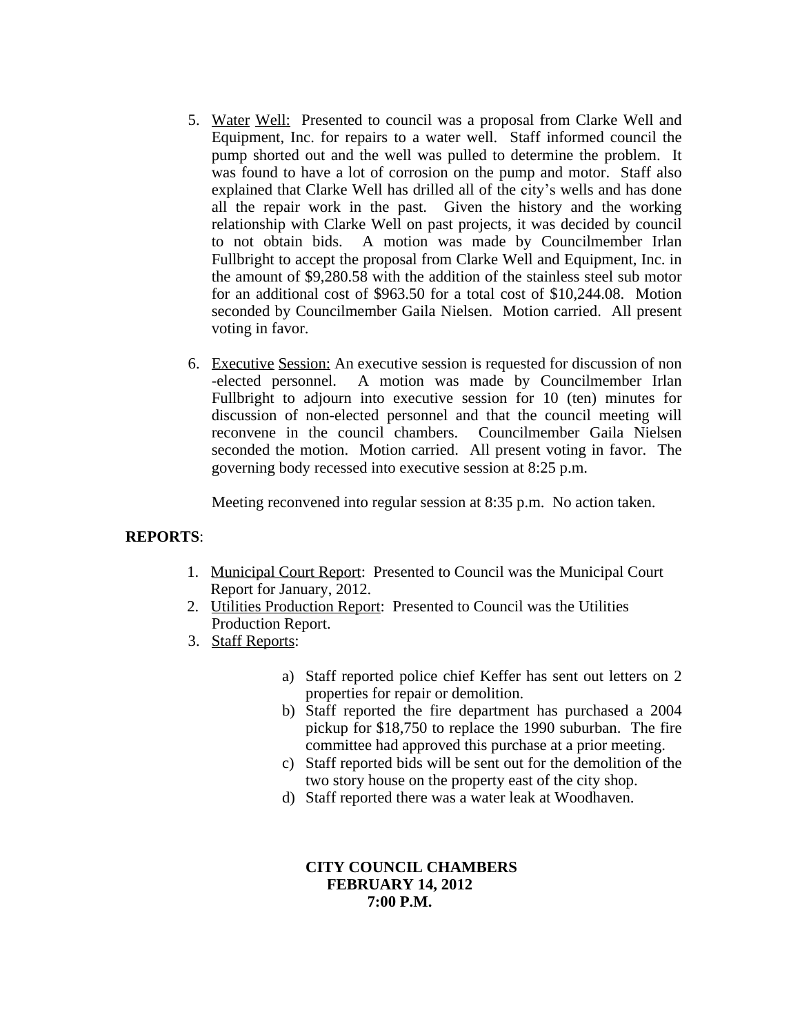5. Water Well: Presented to council was a proposal from Clarke Well and Equipment, Inc. for repairs to a water well. Staff informed council the pump shorted out and the well was pulled to determine the problem. It was found to have a lot of corrosion on the pump and motor. Staff also explained that Clarke Well has drilled all of the city's wells and has done all the repair work in the past. Given the history and the working relationship with Clarke Well on past projects, it was decided by council to not obtain bids. A motion was made by Councilmember Irlan Fullbright to accept the proposal from Clarke Well and Equipment, Inc. in the amount of $9,280.58 with the addition of the stainless steel sub motor for an additional cost of $963.50 for a total cost of $10,244.08. Motion seconded by Councilmember Gaila Nielsen. Motion carried. All present voting in favor.

6. Executive Session: An executive session is requested for discussion of non-elected personnel. A motion was made by Councilmember Irlan Fullbright to adjourn into executive session for 10 (ten) minutes for discussion of non-elected personnel and that the council meeting will reconvene in the council chambers. Councilmember Gaila Nielsen seconded the motion. Motion carried. All present voting in favor. The governing body recessed into executive session at 8:25 p.m.

   Meeting reconvened into regular session at 8:35 p.m. No action taken.

**REPORTS**:

1. Municipal Court Report: Presented to Council was the Municipal Court Report for January, 2012.
2. Utilities Production Report: Presented to Council was the Utilities Production Report.
3. Staff Reports:

   a) Staff reported police chief Keffer has sent out letters on 2 properties for repair or demolition.
   b) Staff reported the fire department has purchased a 2004 pickup for $18,750 to replace the 1990 suburban. The fire committee had approved this purchase at a prior meeting.
   c) Staff reported bids will be sent out for the demolition of the two story house on the property east of the city shop.
   d) Staff reported there was a water leak at Woodhaven.

**CITY COUNCIL CHAMBERS**
**FEBRUARY 14, 2012**
**7:00 P.M.**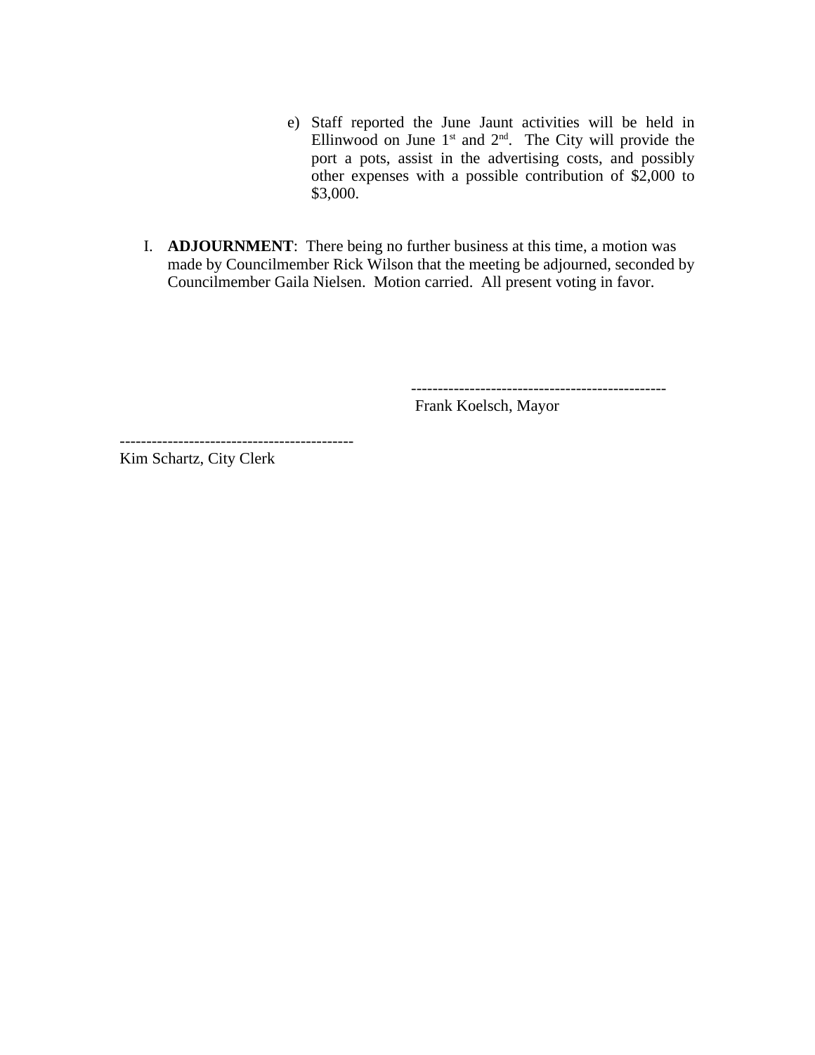e) Staff reported the June Jaunt activities will be held in Ellinwood on June 1st and 2nd. The City will provide the port a pots, assist in the advertising costs, and possibly other expenses with a possible contribution of $2,000 to $3,000.

I. **ADJOURNMENT**: There being no further business at this time, a motion was made by Councilmember Rick Wilson that the meeting be adjourned, seconded by Councilmember Gaila Nielsen. Motion carried. All present voting in favor.

------------------------------------------------

Frank Koelsch, Mayor

--------------------------------------------

Kim Schartz, City Clerk